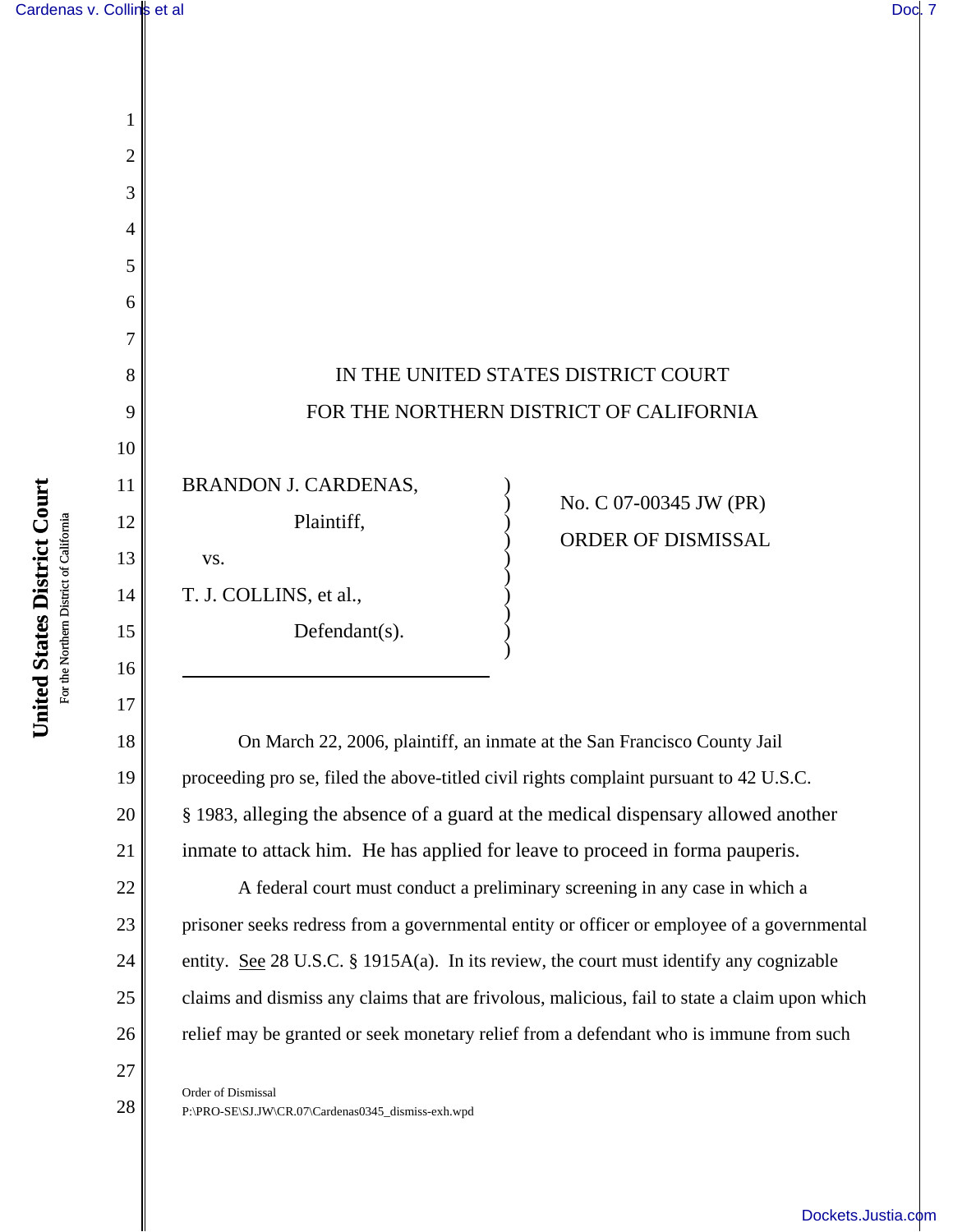IN THE UNITED STATES DISTRICT COURT
FOR THE NORTHERN DISTRICT OF CALIFORNIA

BRANDON J. CARDENAS,
Plaintiff,
vs.
T. J. COLLINS, et al.,
Defendant(s).

No. C 07-00345 JW (PR)

ORDER OF DISMISSAL

On March 22, 2006, plaintiff, an inmate at the San Francisco County Jail proceeding pro se, filed the above-titled civil rights complaint pursuant to 42 U.S.C. § 1983, alleging the absence of a guard at the medical dispensary allowed another inmate to attack him. He has applied for leave to proceed in forma pauperis.

A federal court must conduct a preliminary screening in any case in which a prisoner seeks redress from a governmental entity or officer or employee of a governmental entity. See 28 U.S.C. § 1915A(a). In its review, the court must identify any cognizable claims and dismiss any claims that are frivolous, malicious, fail to state a claim upon which relief may be granted or seek monetary relief from a defendant who is immune from such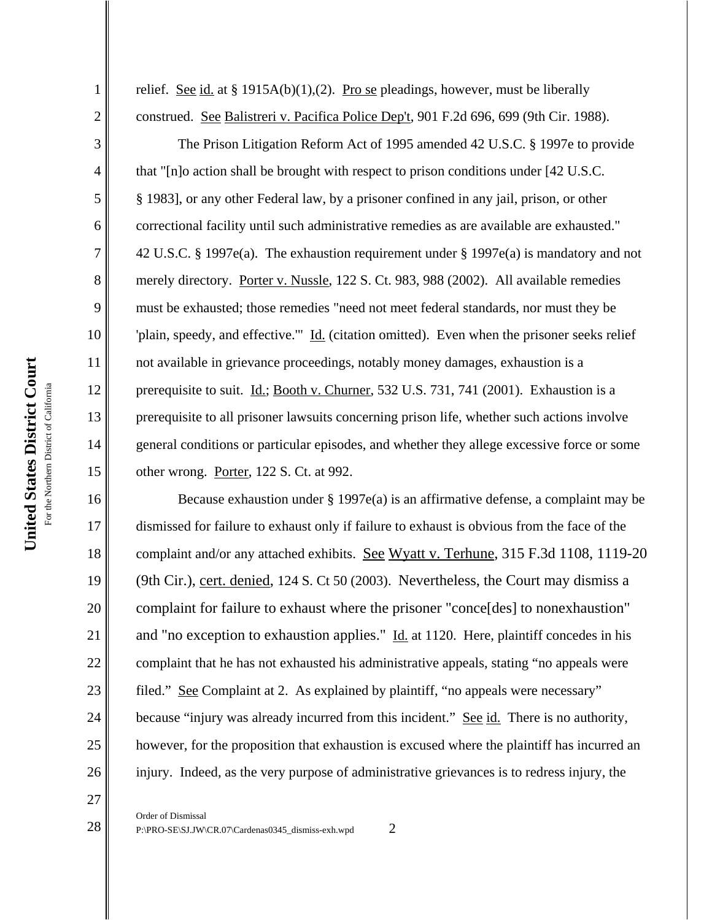relief. See id. at § 1915A(b)(1),(2). Pro se pleadings, however, must be liberally construed. See Balistreri v. Pacifica Police Dep't, 901 F.2d 696, 699 (9th Cir. 1988).

The Prison Litigation Reform Act of 1995 amended 42 U.S.C. § 1997e to provide that "[n]o action shall be brought with respect to prison conditions under [42 U.S.C. § 1983], or any other Federal law, by a prisoner confined in any jail, prison, or other correctional facility until such administrative remedies as are available are exhausted." 42 U.S.C. § 1997e(a). The exhaustion requirement under § 1997e(a) is mandatory and not merely directory. Porter v. Nussle, 122 S. Ct. 983, 988 (2002). All available remedies must be exhausted; those remedies "need not meet federal standards, nor must they be 'plain, speedy, and effective.'" Id. (citation omitted). Even when the prisoner seeks relief not available in grievance proceedings, notably money damages, exhaustion is a prerequisite to suit. Id.; Booth v. Churner, 532 U.S. 731, 741 (2001). Exhaustion is a prerequisite to all prisoner lawsuits concerning prison life, whether such actions involve general conditions or particular episodes, and whether they allege excessive force or some other wrong. Porter, 122 S. Ct. at 992.

Because exhaustion under § 1997e(a) is an affirmative defense, a complaint may be dismissed for failure to exhaust only if failure to exhaust is obvious from the face of the complaint and/or any attached exhibits. See Wyatt v. Terhune, 315 F.3d 1108, 1119-20 (9th Cir.), cert. denied, 124 S. Ct 50 (2003). Nevertheless, the Court may dismiss a complaint for failure to exhaust where the prisoner "conce[des] to nonexhaustion" and "no exception to exhaustion applies." Id. at 1120. Here, plaintiff concedes in his complaint that he has not exhausted his administrative appeals, stating "no appeals were filed." See Complaint at 2. As explained by plaintiff, "no appeals were necessary" because "injury was already incurred from this incident." See id. There is no authority, however, for the proposition that exhaustion is excused where the plaintiff has incurred an injury. Indeed, as the very purpose of administrative grievances is to redress injury, the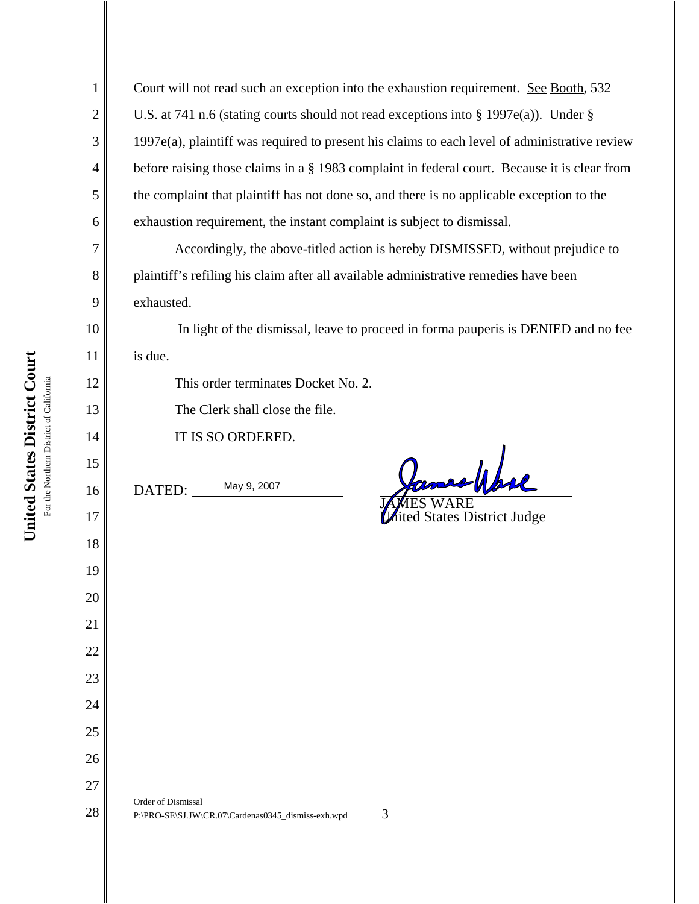Court will not read such an exception into the exhaustion requirement. See Booth, 532 U.S. at 741 n.6 (stating courts should not read exceptions into § 1997e(a)). Under § 1997e(a), plaintiff was required to present his claims to each level of administrative review before raising those claims in a § 1983 complaint in federal court. Because it is clear from the complaint that plaintiff has not done so, and there is no applicable exception to the exhaustion requirement, the instant complaint is subject to dismissal.

Accordingly, the above-titled action is hereby DISMISSED, without prejudice to plaintiff's refiling his claim after all available administrative remedies have been exhausted.

In light of the dismissal, leave to proceed in forma pauperis is DENIED and no fee is due.

This order terminates Docket No. 2.

The Clerk shall close the file.

IT IS SO ORDERED.

DATED: May 9, 2007

JAMES WARE
United States District Judge

Order of Dismissal
P:\PRO-SE\SJ.JW\CR.07\Cardenas0345_dismiss-exh.wpd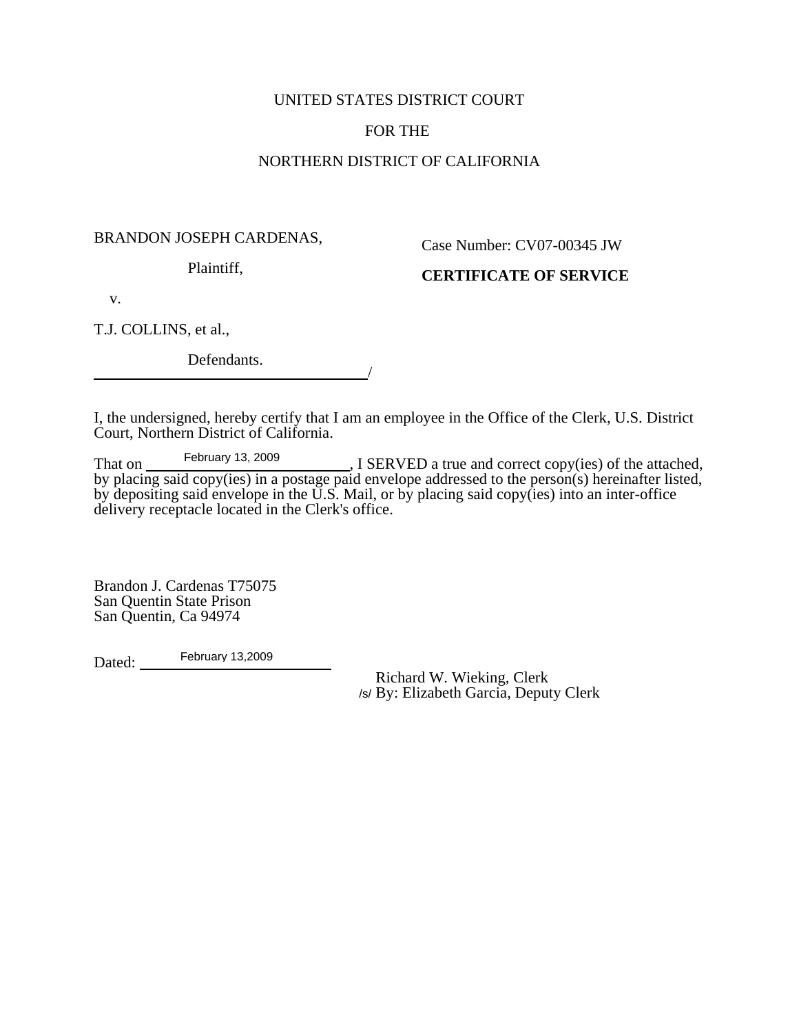UNITED STATES DISTRICT COURT

FOR THE

NORTHERN DISTRICT OF CALIFORNIA

BRANDON JOSEPH CARDENAS,

Plaintiff,

v.

T.J. COLLINS, et al.,

Defendants.
______________________________________/

Case Number: CV07-00345 JW

**CERTIFICATE OF SERVICE**

I, the undersigned, hereby certify that I am an employee in the Office of the Clerk, U.S. District Court, Northern District of California.

That on February 13, 2009, I SERVED a true and correct copy(ies) of the attached, by placing said copy(ies) in a postage paid envelope addressed to the person(s) hereinafter listed, by depositing said envelope in the U.S. Mail, or by placing said copy(ies) into an inter-office delivery receptacle located in the Clerk's office.

Brandon J. Cardenas T75075
San Quentin State Prison
San Quentin, Ca 94974

Dated: February 13,2009

Richard W. Wieking, Clerk
/s/ By: Elizabeth Garcia, Deputy Clerk